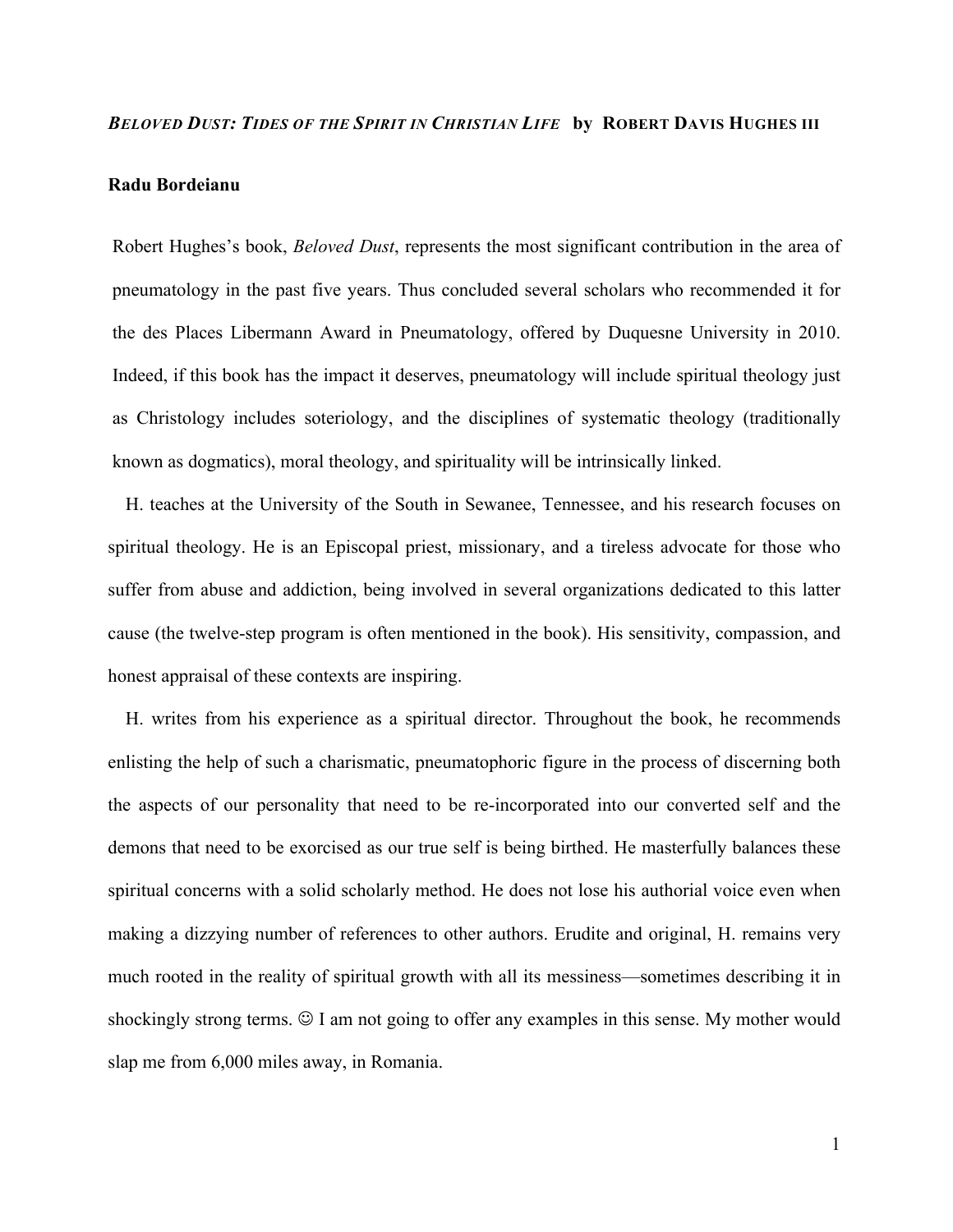***BELOVED DUST: TIDES OF THE SPIRIT IN CHRISTIAN LIFE*** **by ROBERT DAVIS HUGHES III**

**Radu Bordeianu**

Robert Hughes's book, *Beloved Dust*, represents the most significant contribution in the area of pneumatology in the past five years. Thus concluded several scholars who recommended it for the des Places Libermann Award in Pneumatology, offered by Duquesne University in 2010. Indeed, if this book has the impact it deserves, pneumatology will include spiritual theology just as Christology includes soteriology, and the disciplines of systematic theology (traditionally known as dogmatics), moral theology, and spirituality will be intrinsically linked.

H. teaches at the University of the South in Sewanee, Tennessee, and his research focuses on spiritual theology. He is an Episcopal priest, missionary, and a tireless advocate for those who suffer from abuse and addiction, being involved in several organizations dedicated to this latter cause (the twelve-step program is often mentioned in the book). His sensitivity, compassion, and honest appraisal of these contexts are inspiring.

H. writes from his experience as a spiritual director. Throughout the book, he recommends enlisting the help of such a charismatic, pneumatophoric figure in the process of discerning both the aspects of our personality that need to be re-incorporated into our converted self and the demons that need to be exorcised as our true self is being birthed. He masterfully balances these spiritual concerns with a solid scholarly method. He does not lose his authorial voice even when making a dizzying number of references to other authors. Erudite and original, H. remains very much rooted in the reality of spiritual growth with all its messiness—sometimes describing it in shockingly strong terms. ☺ I am not going to offer any examples in this sense. My mother would slap me from 6,000 miles away, in Romania.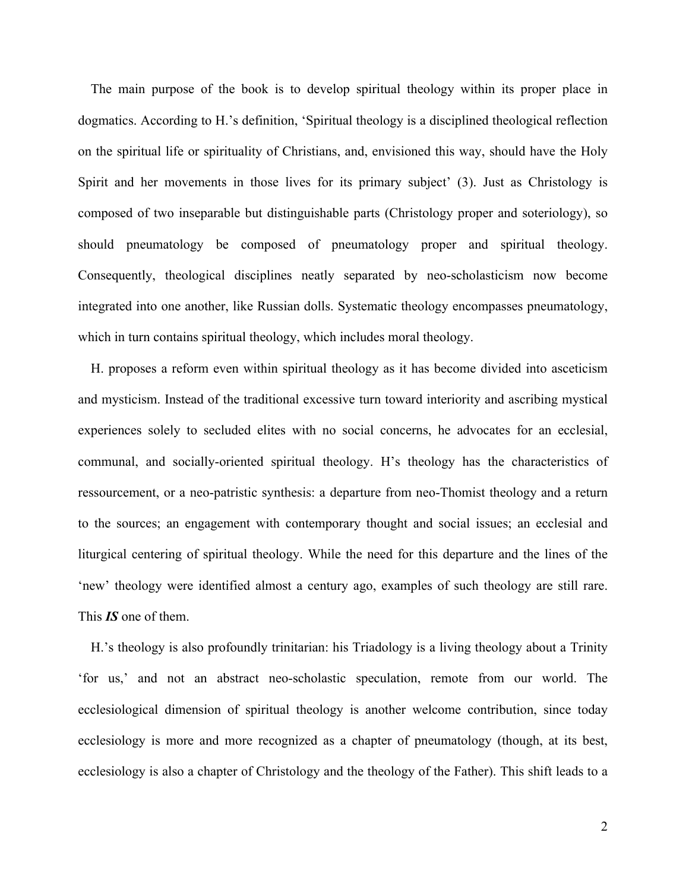The main purpose of the book is to develop spiritual theology within its proper place in dogmatics. According to H.'s definition, 'Spiritual theology is a disciplined theological reflection on the spiritual life or spirituality of Christians, and, envisioned this way, should have the Holy Spirit and her movements in those lives for its primary subject' (3). Just as Christology is composed of two inseparable but distinguishable parts (Christology proper and soteriology), so should pneumatology be composed of pneumatology proper and spiritual theology. Consequently, theological disciplines neatly separated by neo-scholasticism now become integrated into one another, like Russian dolls. Systematic theology encompasses pneumatology, which in turn contains spiritual theology, which includes moral theology.

H. proposes a reform even within spiritual theology as it has become divided into asceticism and mysticism. Instead of the traditional excessive turn toward interiority and ascribing mystical experiences solely to secluded elites with no social concerns, he advocates for an ecclesial, communal, and socially-oriented spiritual theology. H's theology has the characteristics of ressourcement, or a neo-patristic synthesis: a departure from neo-Thomist theology and a return to the sources; an engagement with contemporary thought and social issues; an ecclesial and liturgical centering of spiritual theology. While the need for this departure and the lines of the 'new' theology were identified almost a century ago, examples of such theology are still rare. This ***IS*** one of them.

H.'s theology is also profoundly trinitarian: his Triadology is a living theology about a Trinity 'for us,' and not an abstract neo-scholastic speculation, remote from our world. The ecclesiological dimension of spiritual theology is another welcome contribution, since today ecclesiology is more and more recognized as a chapter of pneumatology (though, at its best, ecclesiology is also a chapter of Christology and the theology of the Father). This shift leads to a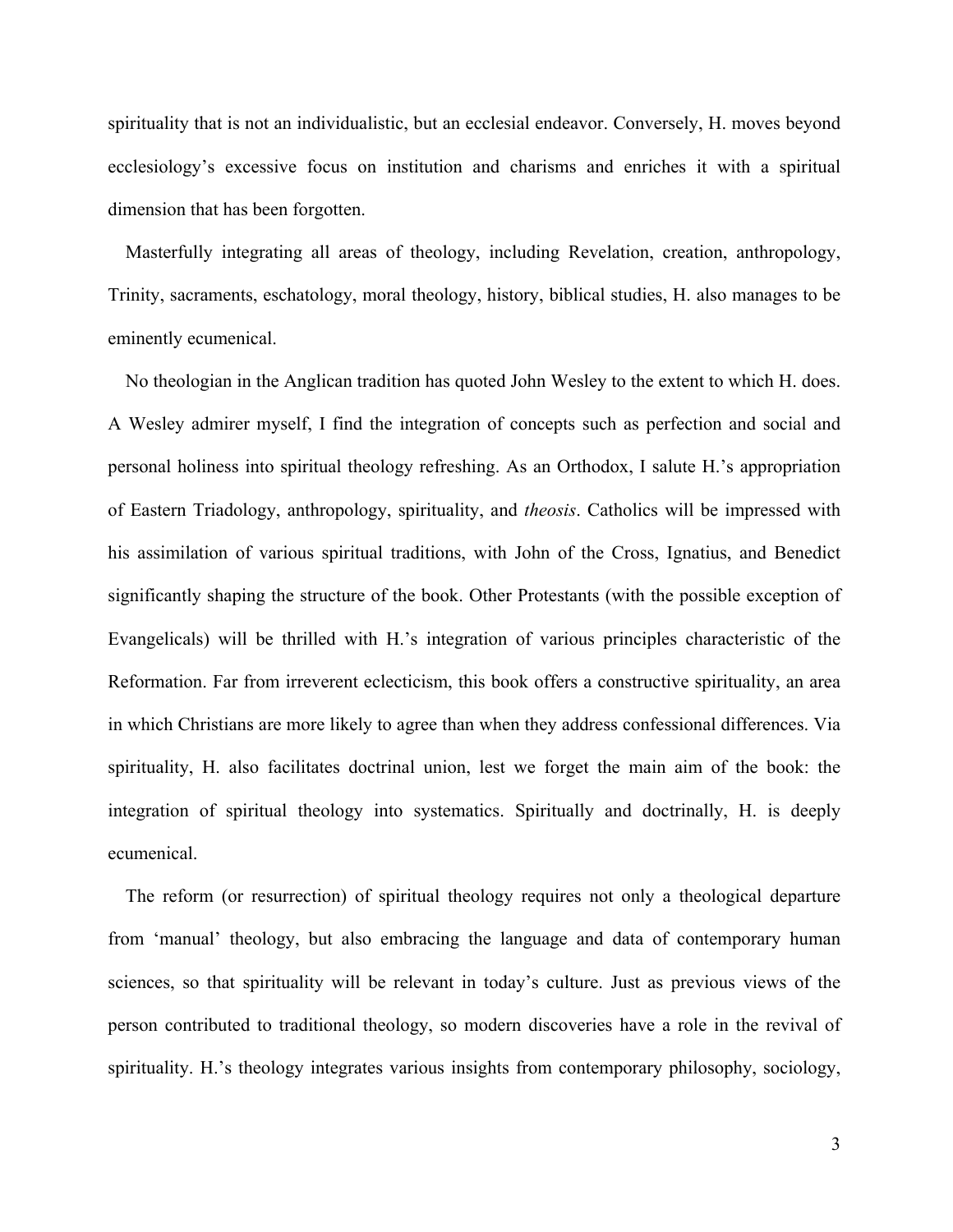spirituality that is not an individualistic, but an ecclesial endeavor. Conversely, H. moves beyond ecclesiology's excessive focus on institution and charisms and enriches it with a spiritual dimension that has been forgotten.

Masterfully integrating all areas of theology, including Revelation, creation, anthropology, Trinity, sacraments, eschatology, moral theology, history, biblical studies, H. also manages to be eminently ecumenical.

No theologian in the Anglican tradition has quoted John Wesley to the extent to which H. does. A Wesley admirer myself, I find the integration of concepts such as perfection and social and personal holiness into spiritual theology refreshing. As an Orthodox, I salute H.'s appropriation of Eastern Triadology, anthropology, spirituality, and *theosis*. Catholics will be impressed with his assimilation of various spiritual traditions, with John of the Cross, Ignatius, and Benedict significantly shaping the structure of the book. Other Protestants (with the possible exception of Evangelicals) will be thrilled with H.'s integration of various principles characteristic of the Reformation. Far from irreverent eclecticism, this book offers a constructive spirituality, an area in which Christians are more likely to agree than when they address confessional differences. Via spirituality, H. also facilitates doctrinal union, lest we forget the main aim of the book: the integration of spiritual theology into systematics. Spiritually and doctrinally, H. is deeply ecumenical.

The reform (or resurrection) of spiritual theology requires not only a theological departure from 'manual' theology, but also embracing the language and data of contemporary human sciences, so that spirituality will be relevant in today's culture. Just as previous views of the person contributed to traditional theology, so modern discoveries have a role in the revival of spirituality. H.'s theology integrates various insights from contemporary philosophy, sociology,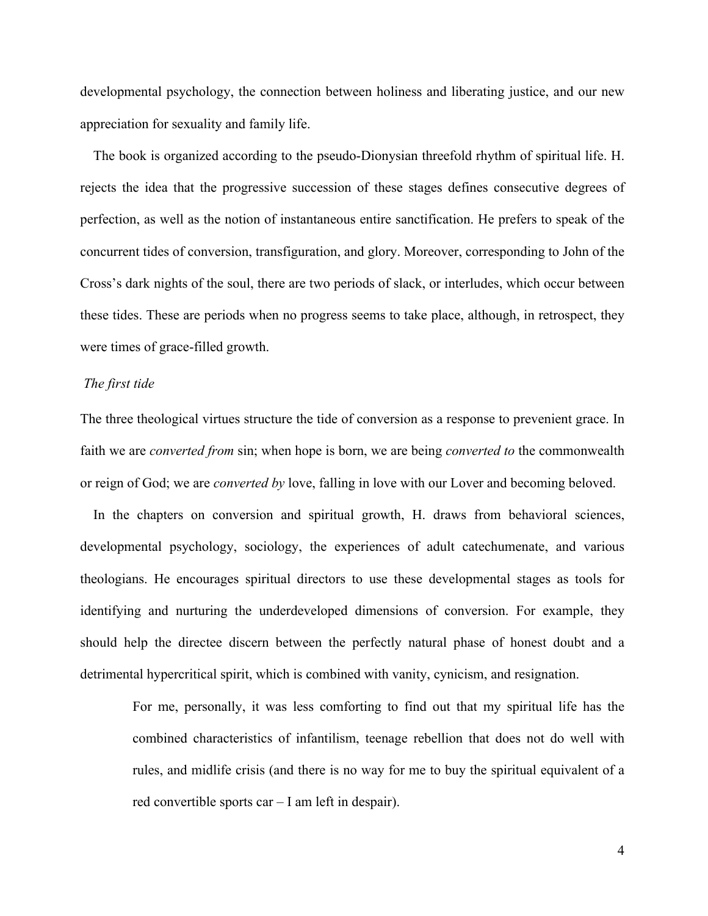developmental psychology, the connection between holiness and liberating justice, and our new appreciation for sexuality and family life.

The book is organized according to the pseudo-Dionysian threefold rhythm of spiritual life. H. rejects the idea that the progressive succession of these stages defines consecutive degrees of perfection, as well as the notion of instantaneous entire sanctification. He prefers to speak of the concurrent tides of conversion, transfiguration, and glory. Moreover, corresponding to John of the Cross's dark nights of the soul, there are two periods of slack, or interludes, which occur between these tides. These are periods when no progress seems to take place, although, in retrospect, they were times of grace-filled growth.

*The first tide*

The three theological virtues structure the tide of conversion as a response to prevenient grace. In faith we are *converted from* sin; when hope is born, we are being *converted to* the commonwealth or reign of God; we are *converted by* love, falling in love with our Lover and becoming beloved.

In the chapters on conversion and spiritual growth, H. draws from behavioral sciences, developmental psychology, sociology, the experiences of adult catechumenate, and various theologians. He encourages spiritual directors to use these developmental stages as tools for identifying and nurturing the underdeveloped dimensions of conversion. For example, they should help the directee discern between the perfectly natural phase of honest doubt and a detrimental hypercritical spirit, which is combined with vanity, cynicism, and resignation.

> For me, personally, it was less comforting to find out that my spiritual life has the combined characteristics of infantilism, teenage rebellion that does not do well with rules, and midlife crisis (and there is no way for me to buy the spiritual equivalent of a red convertible sports car – I am left in despair).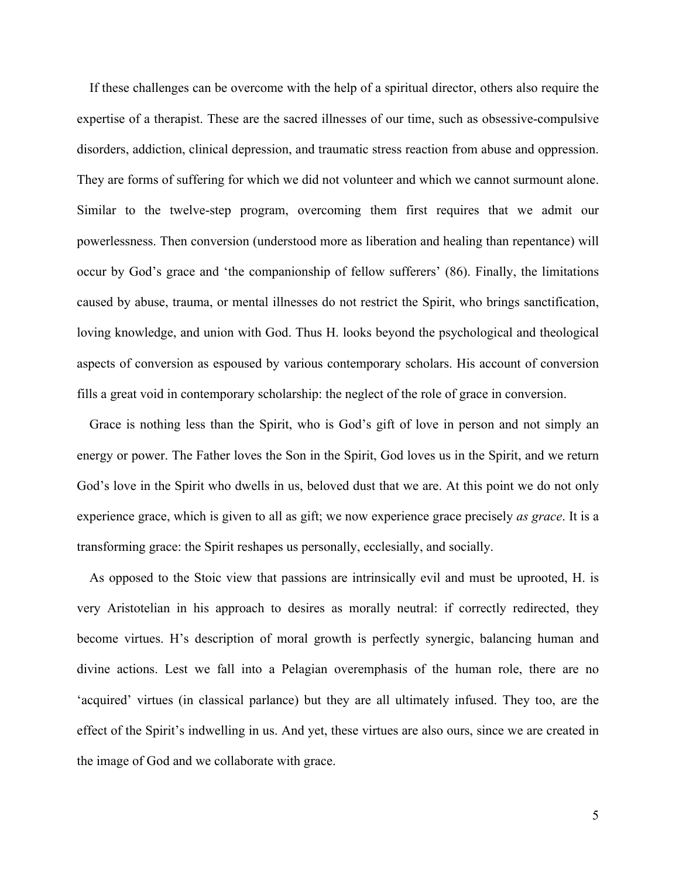If these challenges can be overcome with the help of a spiritual director, others also require the expertise of a therapist. These are the sacred illnesses of our time, such as obsessive-compulsive disorders, addiction, clinical depression, and traumatic stress reaction from abuse and oppression. They are forms of suffering for which we did not volunteer and which we cannot surmount alone. Similar to the twelve-step program, overcoming them first requires that we admit our powerlessness. Then conversion (understood more as liberation and healing than repentance) will occur by God's grace and 'the companionship of fellow sufferers' (86). Finally, the limitations caused by abuse, trauma, or mental illnesses do not restrict the Spirit, who brings sanctification, loving knowledge, and union with God. Thus H. looks beyond the psychological and theological aspects of conversion as espoused by various contemporary scholars. His account of conversion fills a great void in contemporary scholarship: the neglect of the role of grace in conversion.

Grace is nothing less than the Spirit, who is God's gift of love in person and not simply an energy or power. The Father loves the Son in the Spirit, God loves us in the Spirit, and we return God's love in the Spirit who dwells in us, beloved dust that we are. At this point we do not only experience grace, which is given to all as gift; we now experience grace precisely *as grace*. It is a transforming grace: the Spirit reshapes us personally, ecclesially, and socially.

As opposed to the Stoic view that passions are intrinsically evil and must be uprooted, H. is very Aristotelian in his approach to desires as morally neutral: if correctly redirected, they become virtues. H's description of moral growth is perfectly synergic, balancing human and divine actions. Lest we fall into a Pelagian overemphasis of the human role, there are no 'acquired' virtues (in classical parlance) but they are all ultimately infused. They too, are the effect of the Spirit's indwelling in us. And yet, these virtues are also ours, since we are created in the image of God and we collaborate with grace.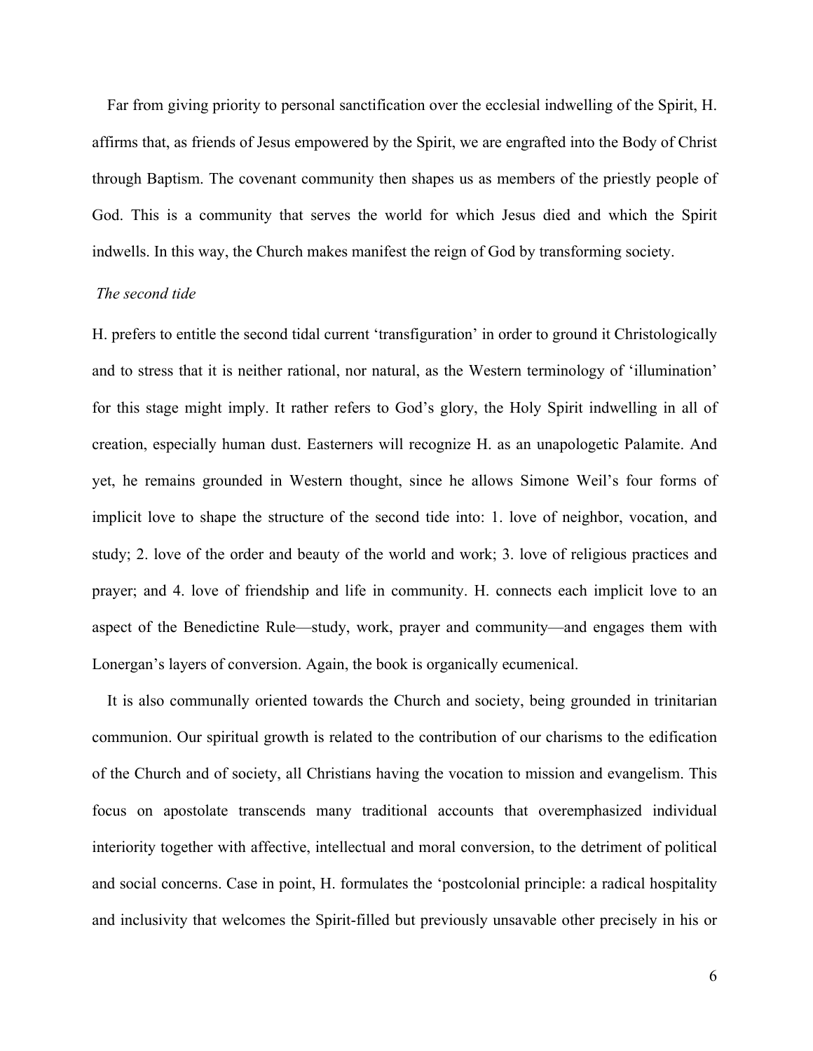Far from giving priority to personal sanctification over the ecclesial indwelling of the Spirit, H. affirms that, as friends of Jesus empowered by the Spirit, we are engrafted into the Body of Christ through Baptism. The covenant community then shapes us as members of the priestly people of God. This is a community that serves the world for which Jesus died and which the Spirit indwells. In this way, the Church makes manifest the reign of God by transforming society.

*The second tide*

H. prefers to entitle the second tidal current 'transfiguration' in order to ground it Christologically and to stress that it is neither rational, nor natural, as the Western terminology of 'illumination' for this stage might imply. It rather refers to God's glory, the Holy Spirit indwelling in all of creation, especially human dust. Easterners will recognize H. as an unapologetic Palamite. And yet, he remains grounded in Western thought, since he allows Simone Weil's four forms of implicit love to shape the structure of the second tide into: 1. love of neighbor, vocation, and study; 2. love of the order and beauty of the world and work; 3. love of religious practices and prayer; and 4. love of friendship and life in community. H. connects each implicit love to an aspect of the Benedictine Rule—study, work, prayer and community—and engages them with Lonergan's layers of conversion. Again, the book is organically ecumenical.

It is also communally oriented towards the Church and society, being grounded in trinitarian communion. Our spiritual growth is related to the contribution of our charisms to the edification of the Church and of society, all Christians having the vocation to mission and evangelism. This focus on apostolate transcends many traditional accounts that overemphasized individual interiority together with affective, intellectual and moral conversion, to the detriment of political and social concerns. Case in point, H. formulates the 'postcolonial principle: a radical hospitality and inclusivity that welcomes the Spirit-filled but previously unsavable other precisely in his or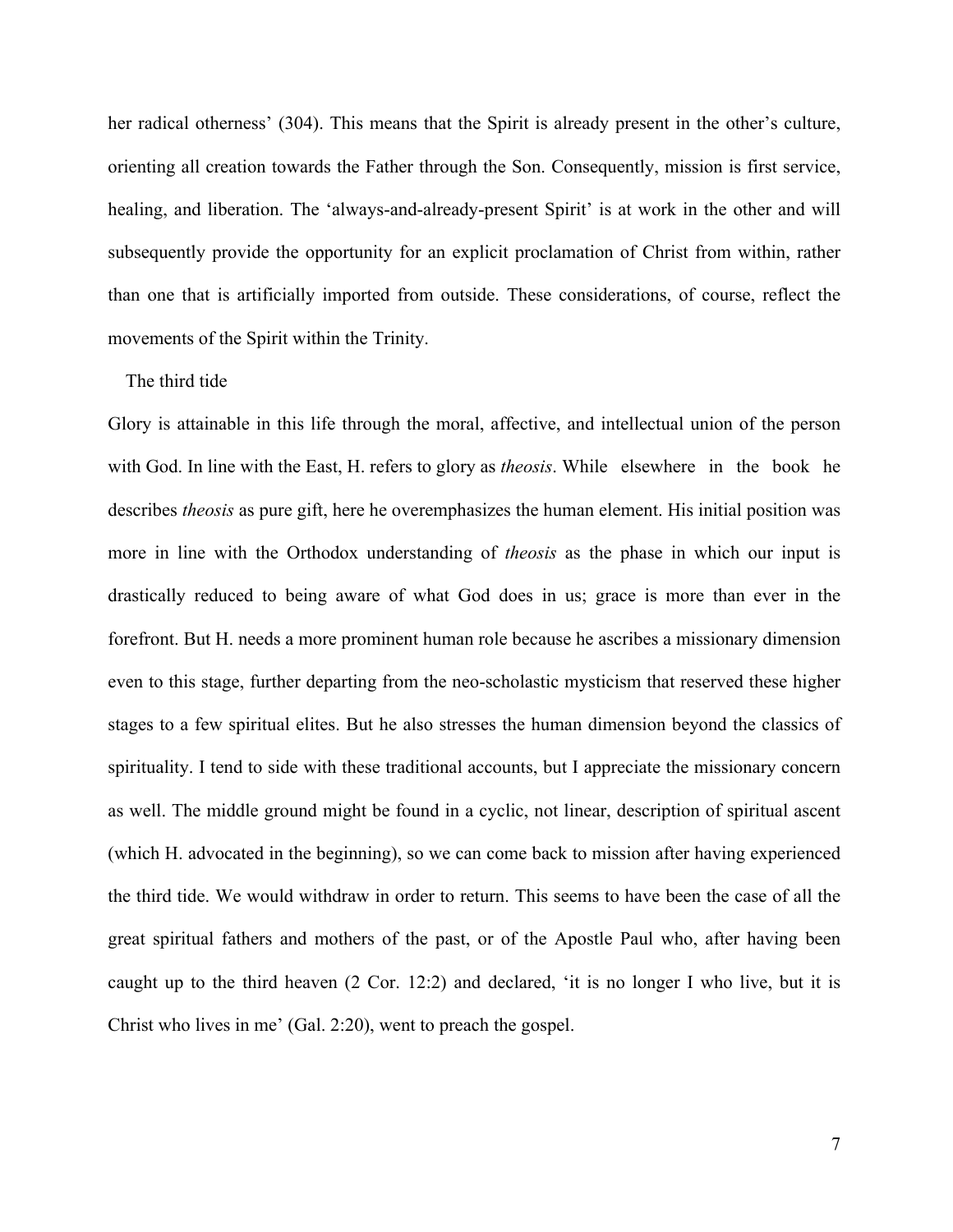her radical otherness' (304). This means that the Spirit is already present in the other's culture, orienting all creation towards the Father through the Son. Consequently, mission is first service, healing, and liberation. The 'always-and-already-present Spirit' is at work in the other and will subsequently provide the opportunity for an explicit proclamation of Christ from within, rather than one that is artificially imported from outside. These considerations, of course, reflect the movements of the Spirit within the Trinity.

The third tide

Glory is attainable in this life through the moral, affective, and intellectual union of the person with God. In line with the East, H. refers to glory as *theosis*. While elsewhere in the book he describes *theosis* as pure gift, here he overemphasizes the human element. His initial position was more in line with the Orthodox understanding of *theosis* as the phase in which our input is drastically reduced to being aware of what God does in us; grace is more than ever in the forefront. But H. needs a more prominent human role because he ascribes a missionary dimension even to this stage, further departing from the neo-scholastic mysticism that reserved these higher stages to a few spiritual elites. But he also stresses the human dimension beyond the classics of spirituality. I tend to side with these traditional accounts, but I appreciate the missionary concern as well. The middle ground might be found in a cyclic, not linear, description of spiritual ascent (which H. advocated in the beginning), so we can come back to mission after having experienced the third tide. We would withdraw in order to return. This seems to have been the case of all the great spiritual fathers and mothers of the past, or of the Apostle Paul who, after having been caught up to the third heaven (2 Cor. 12:2) and declared, 'it is no longer I who live, but it is Christ who lives in me' (Gal. 2:20), went to preach the gospel.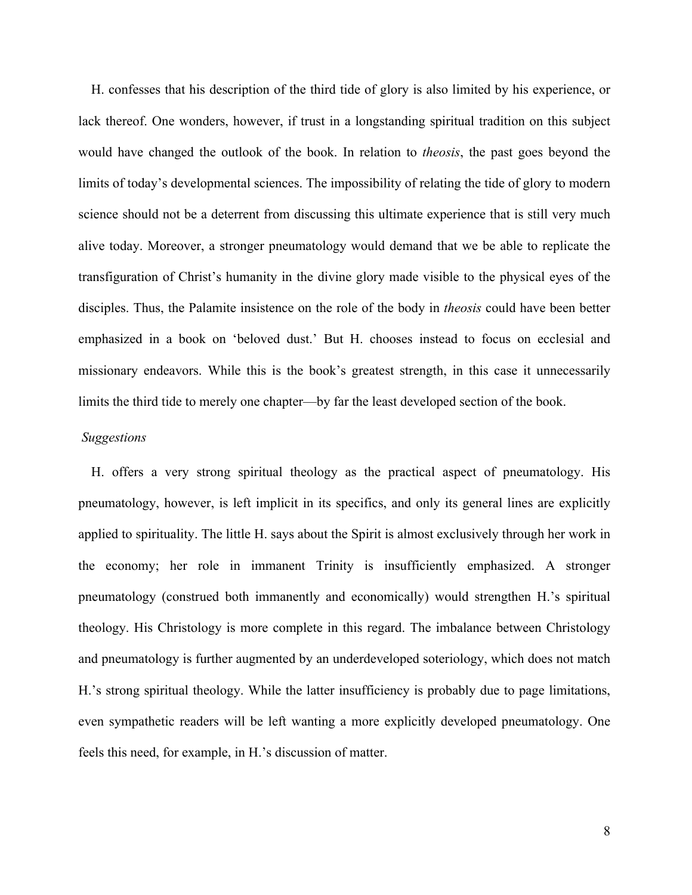H. confesses that his description of the third tide of glory is also limited by his experience, or lack thereof. One wonders, however, if trust in a longstanding spiritual tradition on this subject would have changed the outlook of the book. In relation to *theosis*, the past goes beyond the limits of today's developmental sciences. The impossibility of relating the tide of glory to modern science should not be a deterrent from discussing this ultimate experience that is still very much alive today. Moreover, a stronger pneumatology would demand that we be able to replicate the transfiguration of Christ's humanity in the divine glory made visible to the physical eyes of the disciples. Thus, the Palamite insistence on the role of the body in *theosis* could have been better emphasized in a book on 'beloved dust.' But H. chooses instead to focus on ecclesial and missionary endeavors. While this is the book's greatest strength, in this case it unnecessarily limits the third tide to merely one chapter—by far the least developed section of the book.

*Suggestions*

H. offers a very strong spiritual theology as the practical aspect of pneumatology. His pneumatology, however, is left implicit in its specifics, and only its general lines are explicitly applied to spirituality. The little H. says about the Spirit is almost exclusively through her work in the economy; her role in immanent Trinity is insufficiently emphasized. A stronger pneumatology (construed both immanently and economically) would strengthen H.'s spiritual theology. His Christology is more complete in this regard. The imbalance between Christology and pneumatology is further augmented by an underdeveloped soteriology, which does not match H.'s strong spiritual theology. While the latter insufficiency is probably due to page limitations, even sympathetic readers will be left wanting a more explicitly developed pneumatology. One feels this need, for example, in H.'s discussion of matter.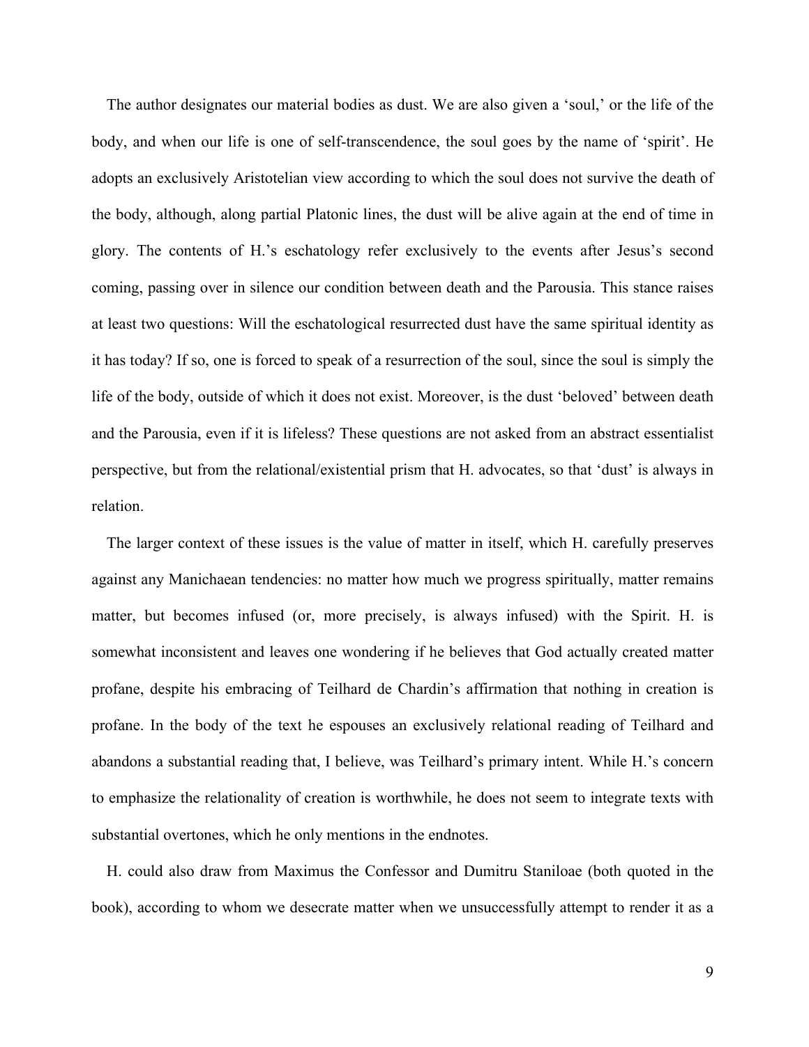The author designates our material bodies as dust. We are also given a 'soul,' or the life of the body, and when our life is one of self-transcendence, the soul goes by the name of 'spirit'. He adopts an exclusively Aristotelian view according to which the soul does not survive the death of the body, although, along partial Platonic lines, the dust will be alive again at the end of time in glory. The contents of H.'s eschatology refer exclusively to the events after Jesus's second coming, passing over in silence our condition between death and the Parousia. This stance raises at least two questions: Will the eschatological resurrected dust have the same spiritual identity as it has today? If so, one is forced to speak of a resurrection of the soul, since the soul is simply the life of the body, outside of which it does not exist. Moreover, is the dust 'beloved' between death and the Parousia, even if it is lifeless? These questions are not asked from an abstract essentialist perspective, but from the relational/existential prism that H. advocates, so that 'dust' is always in relation.

The larger context of these issues is the value of matter in itself, which H. carefully preserves against any Manichaean tendencies: no matter how much we progress spiritually, matter remains matter, but becomes infused (or, more precisely, is always infused) with the Spirit. H. is somewhat inconsistent and leaves one wondering if he believes that God actually created matter profane, despite his embracing of Teilhard de Chardin's affirmation that nothing in creation is profane. In the body of the text he espouses an exclusively relational reading of Teilhard and abandons a substantial reading that, I believe, was Teilhard's primary intent. While H.'s concern to emphasize the relationality of creation is worthwhile, he does not seem to integrate texts with substantial overtones, which he only mentions in the endnotes.

H. could also draw from Maximus the Confessor and Dumitru Staniloae (both quoted in the book), according to whom we desecrate matter when we unsuccessfully attempt to render it as a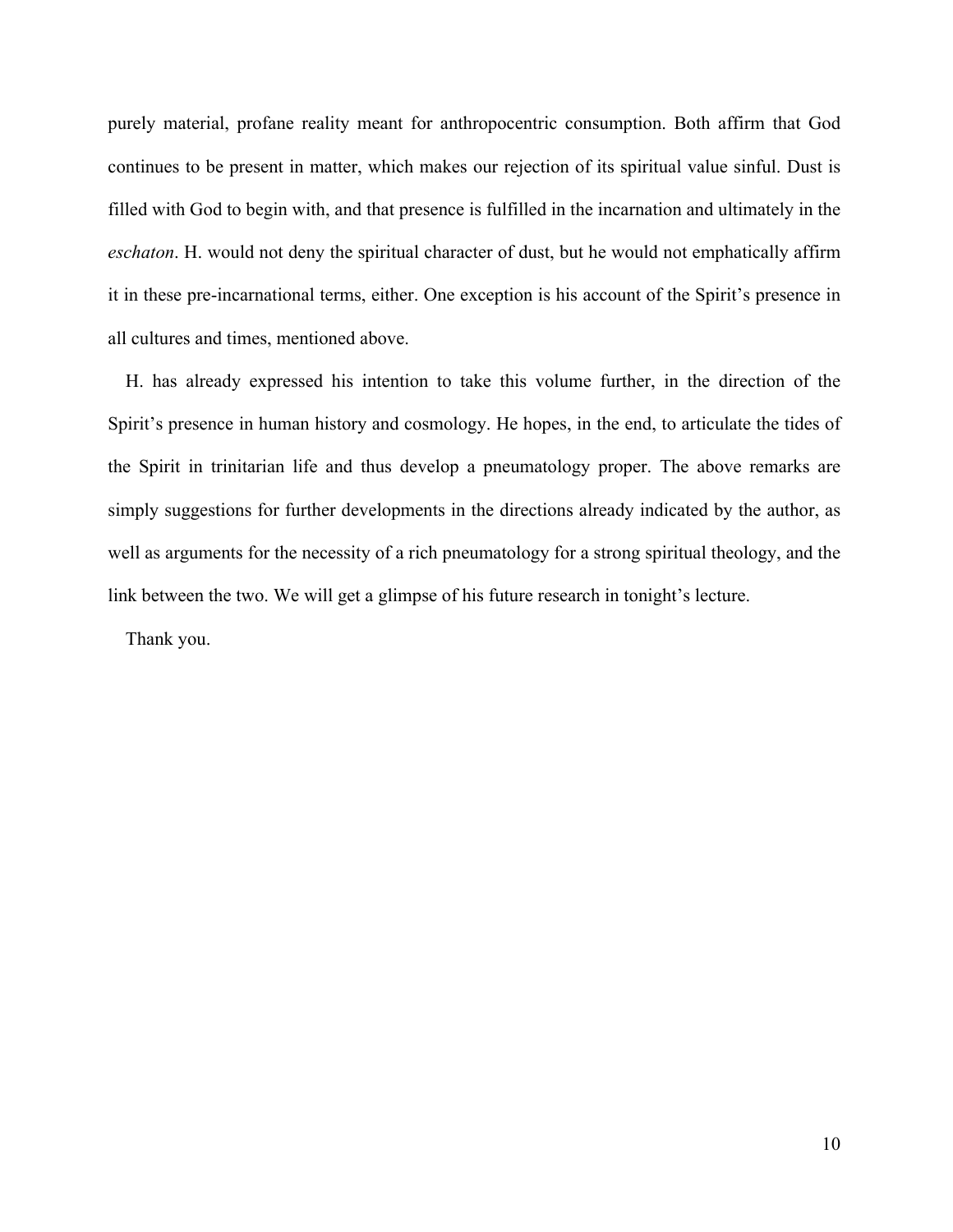purely material, profane reality meant for anthropocentric consumption. Both affirm that God continues to be present in matter, which makes our rejection of its spiritual value sinful. Dust is filled with God to begin with, and that presence is fulfilled in the incarnation and ultimately in the *eschaton*. H. would not deny the spiritual character of dust, but he would not emphatically affirm it in these pre-incarnational terms, either. One exception is his account of the Spirit's presence in all cultures and times, mentioned above.

H. has already expressed his intention to take this volume further, in the direction of the Spirit's presence in human history and cosmology. He hopes, in the end, to articulate the tides of the Spirit in trinitarian life and thus develop a pneumatology proper. The above remarks are simply suggestions for further developments in the directions already indicated by the author, as well as arguments for the necessity of a rich pneumatology for a strong spiritual theology, and the link between the two. We will get a glimpse of his future research in tonight's lecture.

Thank you.